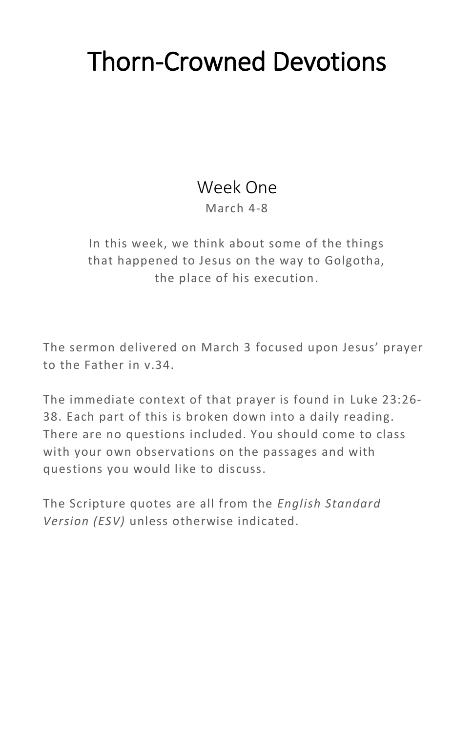# Thorn-Crowned Devotions

## Week One

March 4-8

In this week, we think about some of the things that happened to Jesus on the way to Golgotha, the place of his execution.

The sermon delivered on March 3 focused upon Jesus' prayer to the Father in v.34.

The immediate context of that prayer is found in Luke 23:26-38. Each part of this is broken down into a daily reading. There are no questions included. You should come to class with your own observations on the passages and with questions you would like to discuss.

The Scripture quotes are all from the *English Standard Version (ESV)* unless otherwise indicated.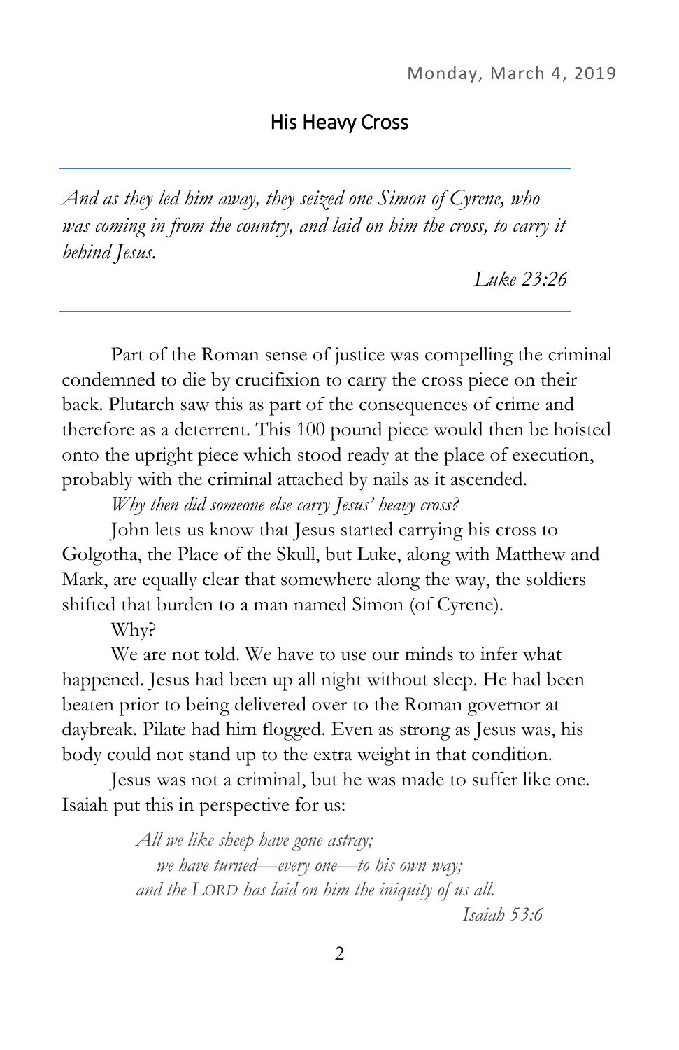Monday, March 4, 2019

## His Heavy Cross

---

*And as they led him away, they seized one Simon of Cyrene, who was coming in from the country, and laid on him the cross, to carry it behind Jesus.*

*Luke 23:26*

---

Part of the Roman sense of justice was compelling the criminal condemned to die by crucifixion to carry the cross piece on their back. Plutarch saw this as part of the consequences of crime and therefore as a deterrent. This 100 pound piece would then be hoisted onto the upright piece which stood ready at the place of execution, probably with the criminal attached by nails as it ascended.

*Why then did someone else carry Jesus' heavy cross?*

John lets us know that Jesus started carrying his cross to Golgotha, the Place of the Skull, but Luke, along with Matthew and Mark, are equally clear that somewhere along the way, the soldiers shifted that burden to a man named Simon (of Cyrene).

Why?

We are not told. We have to use our minds to infer what happened. Jesus had been up all night without sleep. He had been beaten prior to being delivered over to the Roman governor at daybreak. Pilate had him flogged. Even as strong as Jesus was, his body could not stand up to the extra weight in that condition.

Jesus was not a criminal, but he was made to suffer like one. Isaiah put this in perspective for us:

> *All we like sheep have gone astray;*
> *we have turned—every one—to his own way;*
> *and the LORD has laid on him the iniquity of us all.*
>
> *Isaiah 53:6*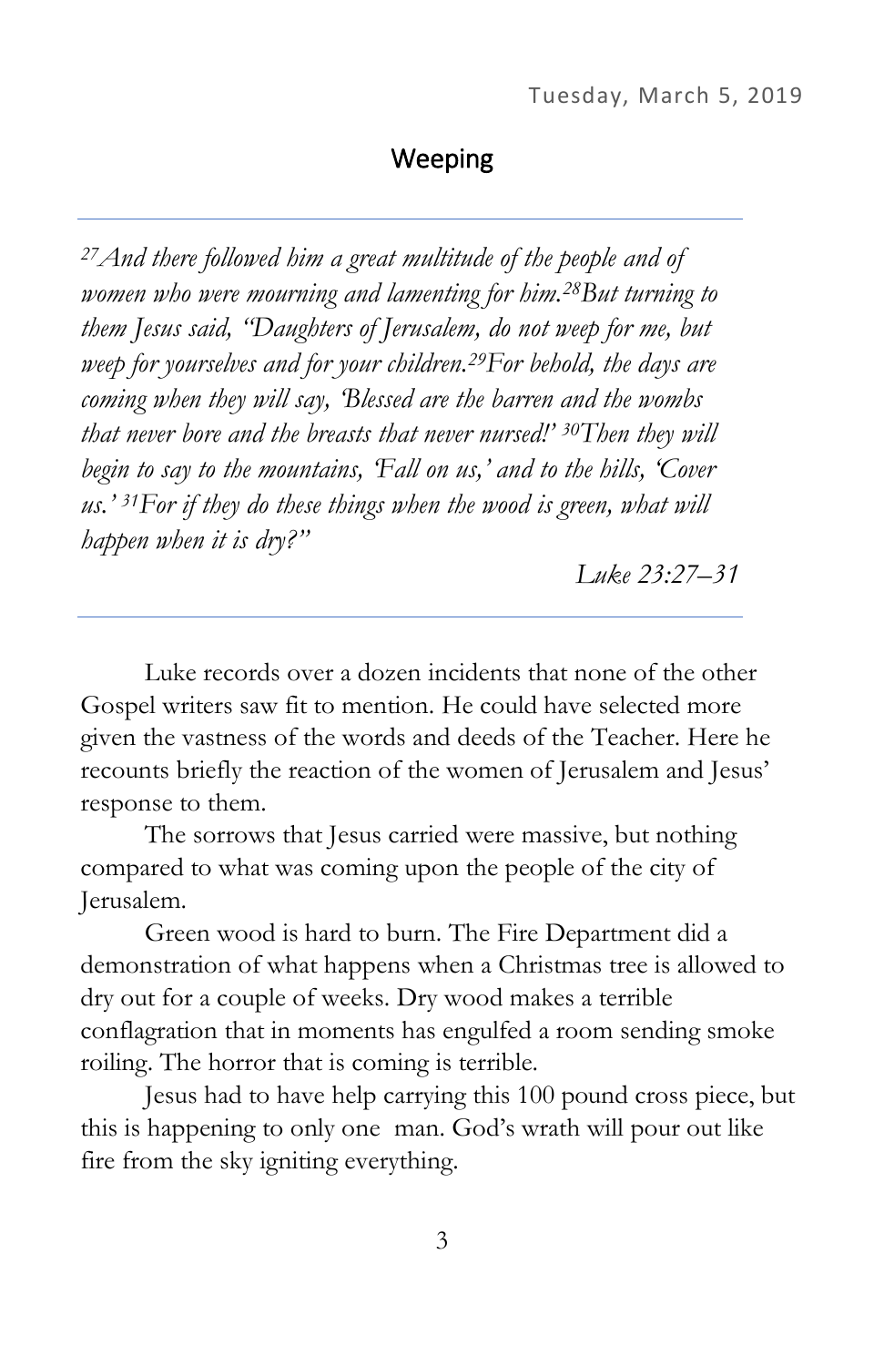Tuesday, March 5, 2019

## Weeping

---

*[27]And there followed him a great multitude of the people and of women who were mourning and lamenting for him.[28]But turning to them Jesus said, "Daughters of Jerusalem, do not weep for me, but weep for yourselves and for your children.[29]For behold, the days are coming when they will say, 'Blessed are the barren and the wombs that never bore and the breasts that never nursed!' [30]Then they will begin to say to the mountains, 'Fall on us,' and to the hills, 'Cover us.' [31]For if they do these things when the wood is green, what will happen when it is dry?"*

*Luke 23:27–31*

---

Luke records over a dozen incidents that none of the other Gospel writers saw fit to mention. He could have selected more given the vastness of the words and deeds of the Teacher. Here he recounts briefly the reaction of the women of Jerusalem and Jesus' response to them.

The sorrows that Jesus carried were massive, but nothing compared to what was coming upon the people of the city of Jerusalem.

Green wood is hard to burn. The Fire Department did a demonstration of what happens when a Christmas tree is allowed to dry out for a couple of weeks. Dry wood makes a terrible conflagration that in moments has engulfed a room sending smoke roiling. The horror that is coming is terrible.

Jesus had to have help carrying this 100 pound cross piece, but this is happening to only one man. God's wrath will pour out like fire from the sky igniting everything.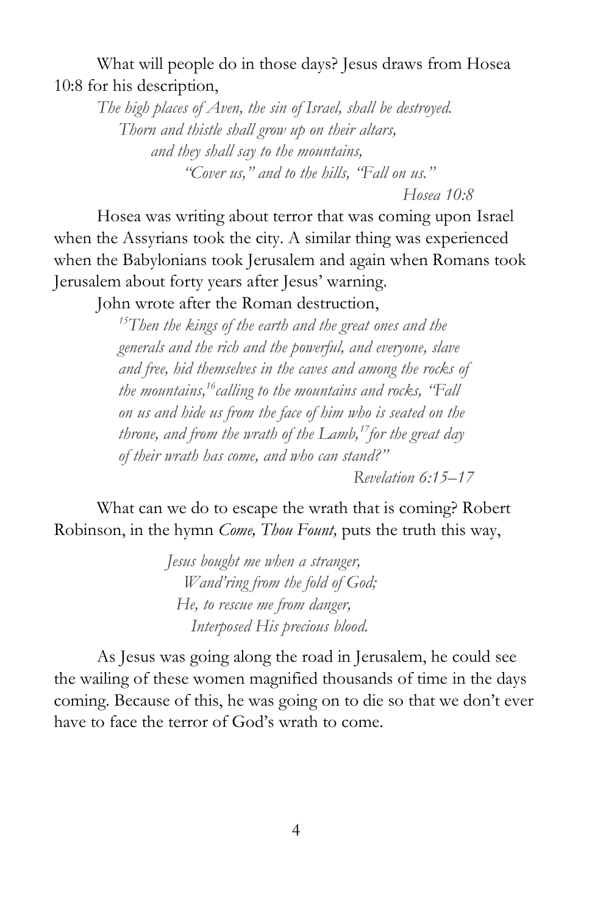What will people do in those days? Jesus draws from Hosea 10:8 for his description,

> *The high places of Aven, the sin of Israel, shall be destroyed.*
> *Thorn and thistle shall grow up on their altars,*
> *and they shall say to the mountains,*
> *"Cover us," and to the hills, "Fall on us."*
>
> *Hosea 10:8*

Hosea was writing about terror that was coming upon Israel when the Assyrians took the city. A similar thing was experienced when the Babylonians took Jerusalem and again when Romans took Jerusalem about forty years after Jesus' warning.

John wrote after the Roman destruction,

> *[15]Then the kings of the earth and the great ones and the generals and the rich and the powerful, and everyone, slave and free, hid themselves in the caves and among the rocks of the mountains,[16]calling to the mountains and rocks, "Fall on us and hide us from the face of him who is seated on the throne, and from the wrath of the Lamb,[17]for the great day of their wrath has come, and who can stand?"*
>
> *Revelation 6:15–17*

What can we do to escape the wrath that is coming? Robert Robinson, in the hymn *Come, Thou Fount,* puts the truth this way,

> *Jesus bought me when a stranger,*
> *Wand'ring from the fold of God;*
> *He, to rescue me from danger,*
> *Interposed His precious blood.*

As Jesus was going along the road in Jerusalem, he could see the wailing of these women magnified thousands of time in the days coming. Because of this, he was going on to die so that we don't ever have to face the terror of God's wrath to come.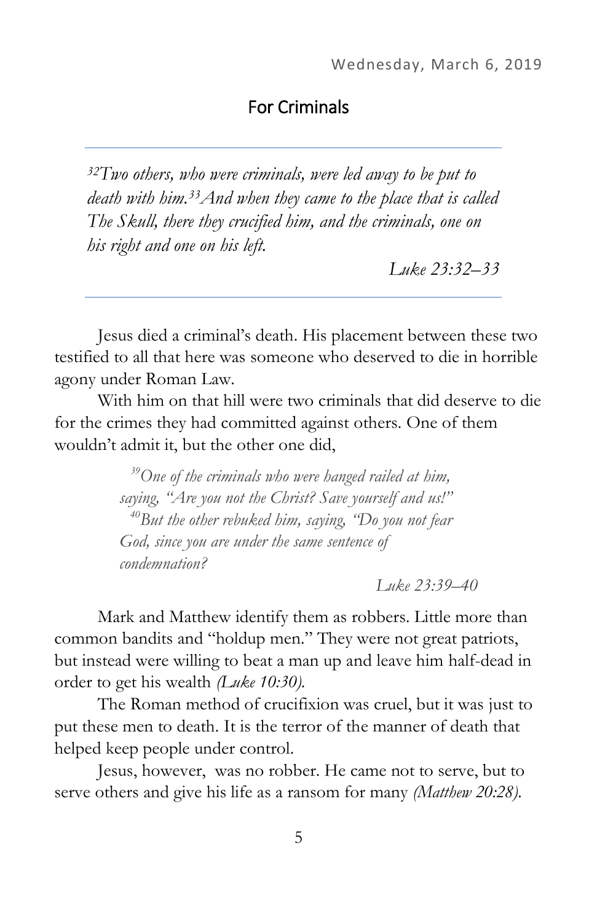Wednesday, March 6, 2019

## For Criminals

---

*[32]Two others, who were criminals, were led away to be put to death with him.[33]And when they came to the place that is called The Skull, there they crucified him, and the criminals, one on his right and one on his left.*

*Luke 23:32–33*

---

Jesus died a criminal's death. His placement between these two testified to all that here was someone who deserved to die in horrible agony under Roman Law.

With him on that hill were two criminals that did deserve to die for the crimes they had committed against others. One of them wouldn't admit it, but the other one did,

> *[39]One of the criminals who were hanged railed at him, saying, "Are you not the Christ? Save yourself and us!"*
> *[40]But the other rebuked him, saying, "Do you not fear God, since you are under the same sentence of condemnation?*
>
> *Luke 23:39–40*

Mark and Matthew identify them as robbers. Little more than common bandits and "holdup men." They were not great patriots, but instead were willing to beat a man up and leave him half-dead in order to get his wealth *(Luke 10:30).*

The Roman method of crucifixion was cruel, but it was just to put these men to death. It is the terror of the manner of death that helped keep people under control.

Jesus, however, was no robber. He came not to serve, but to serve others and give his life as a ransom for many *(Matthew 20:28).*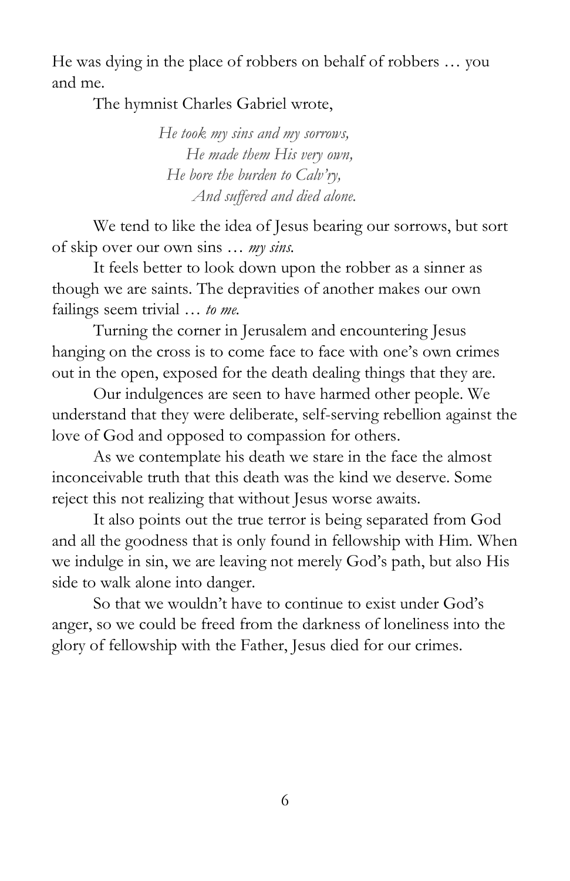He was dying in the place of robbers on behalf of robbers … you and me.

The hymnist Charles Gabriel wrote,

*He took my sins and my sorrows,*  
*He made them His very own,*  
*He bore the burden to Calv'ry,*  
*And suffered and died alone.*

We tend to like the idea of Jesus bearing our sorrows, but sort of skip over our own sins … *my sins.*

It feels better to look down upon the robber as a sinner as though we are saints. The depravities of another makes our own failings seem trivial … *to me.*

Turning the corner in Jerusalem and encountering Jesus hanging on the cross is to come face to face with one's own crimes out in the open, exposed for the death dealing things that they are.

Our indulgences are seen to have harmed other people. We understand that they were deliberate, self-serving rebellion against the love of God and opposed to compassion for others.

As we contemplate his death we stare in the face the almost inconceivable truth that this death was the kind we deserve. Some reject this not realizing that without Jesus worse awaits.

It also points out the true terror is being separated from God and all the goodness that is only found in fellowship with Him. When we indulge in sin, we are leaving not merely God's path, but also His side to walk alone into danger.

So that we wouldn't have to continue to exist under God's anger, so we could be freed from the darkness of loneliness into the glory of fellowship with the Father, Jesus died for our crimes.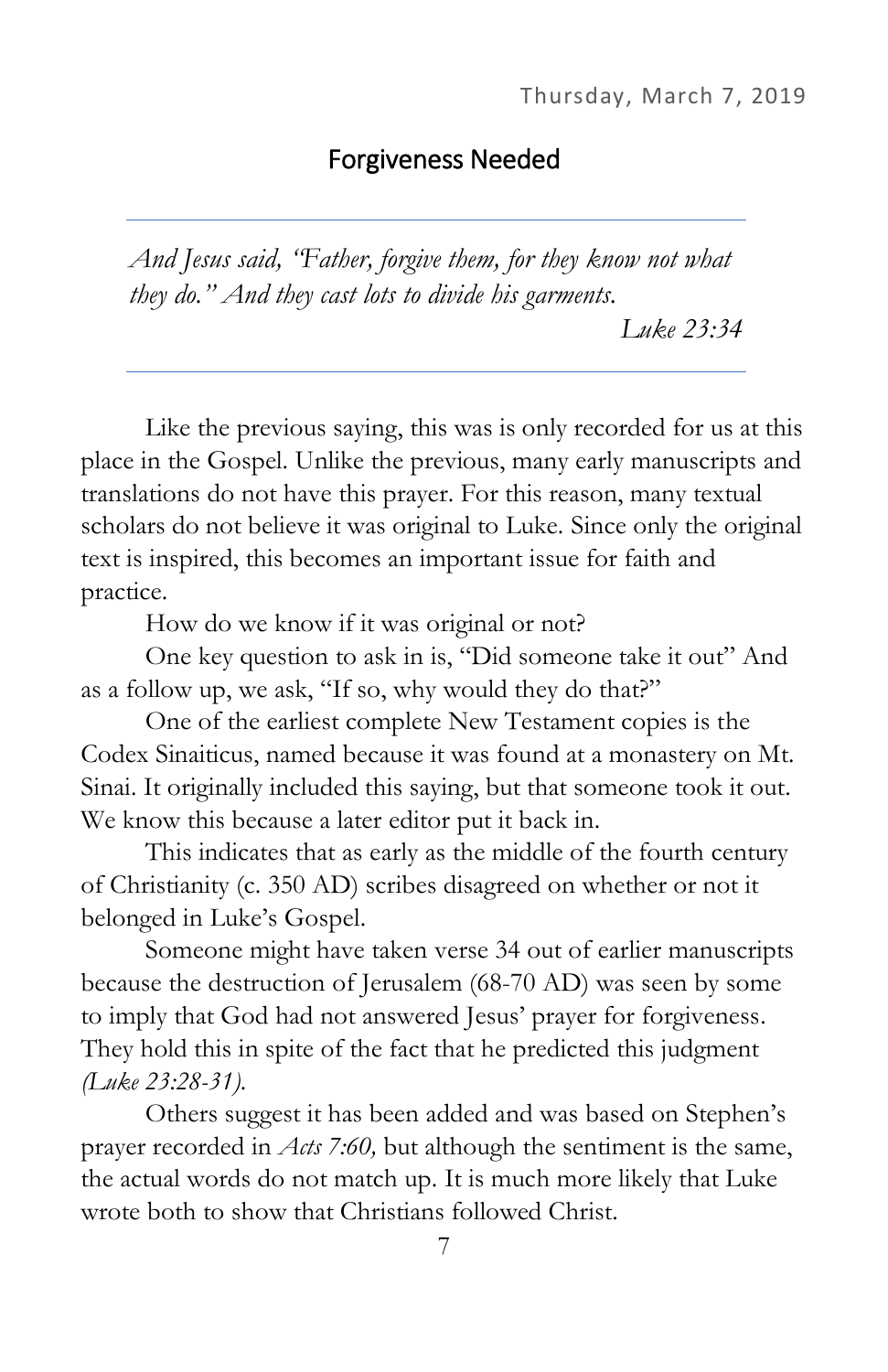Thursday, March 7, 2019

## Forgiveness Needed

---

*And Jesus said, "Father, forgive them, for they know not what they do." And they cast lots to divide his garments.*

*Luke 23:34*

---

Like the previous saying, this was is only recorded for us at this place in the Gospel. Unlike the previous, many early manuscripts and translations do not have this prayer. For this reason, many textual scholars do not believe it was original to Luke. Since only the original text is inspired, this becomes an important issue for faith and practice.

How do we know if it was original or not?

One key question to ask in is, "Did someone take it out" And as a follow up, we ask, "If so, why would they do that?"

One of the earliest complete New Testament copies is the Codex Sinaiticus, named because it was found at a monastery on Mt. Sinai. It originally included this saying, but that someone took it out. We know this because a later editor put it back in.

This indicates that as early as the middle of the fourth century of Christianity (c. 350 AD) scribes disagreed on whether or not it belonged in Luke's Gospel.

Someone might have taken verse 34 out of earlier manuscripts because the destruction of Jerusalem (68-70 AD) was seen by some to imply that God had not answered Jesus' prayer for forgiveness. They hold this in spite of the fact that he predicted this judgment *(Luke 23:28-31).*

Others suggest it has been added and was based on Stephen's prayer recorded in *Acts 7:60,* but although the sentiment is the same, the actual words do not match up. It is much more likely that Luke wrote both to show that Christians followed Christ.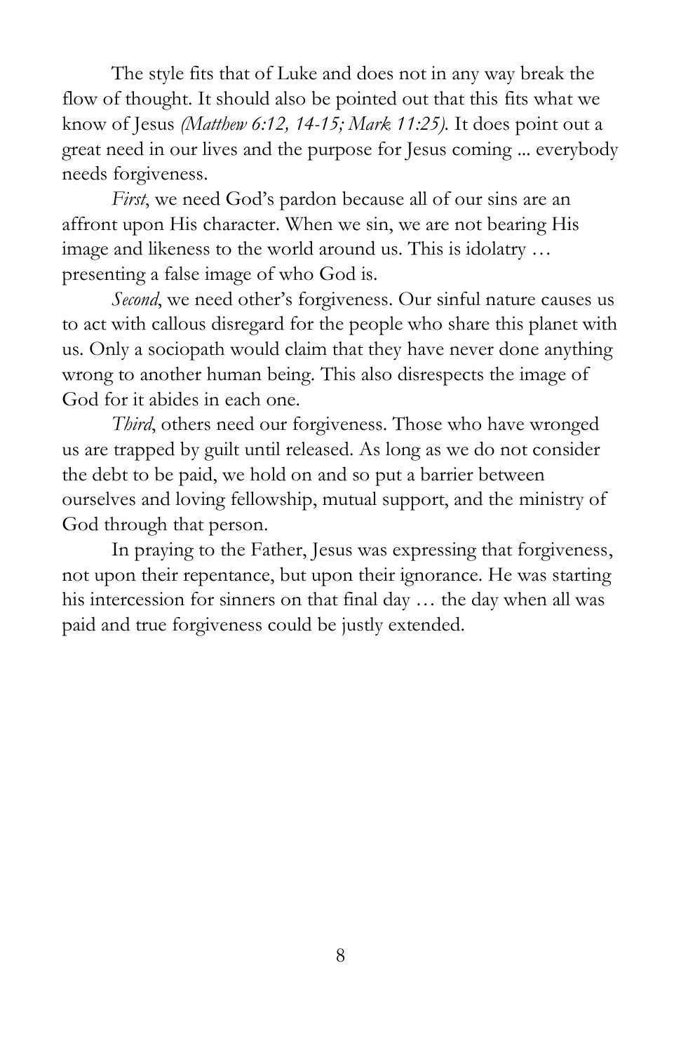The style fits that of Luke and does not in any way break the flow of thought. It should also be pointed out that this fits what we know of Jesus *(Matthew 6:12, 14-15; Mark 11:25)*. It does point out a great need in our lives and the purpose for Jesus coming ... everybody needs forgiveness.

*First*, we need God's pardon because all of our sins are an affront upon His character. When we sin, we are not bearing His image and likeness to the world around us. This is idolatry … presenting a false image of who God is.

*Second*, we need other's forgiveness. Our sinful nature causes us to act with callous disregard for the people who share this planet with us. Only a sociopath would claim that they have never done anything wrong to another human being. This also disrespects the image of God for it abides in each one.

*Third*, others need our forgiveness. Those who have wronged us are trapped by guilt until released. As long as we do not consider the debt to be paid, we hold on and so put a barrier between ourselves and loving fellowship, mutual support, and the ministry of God through that person.

In praying to the Father, Jesus was expressing that forgiveness, not upon their repentance, but upon their ignorance. He was starting his intercession for sinners on that final day … the day when all was paid and true forgiveness could be justly extended.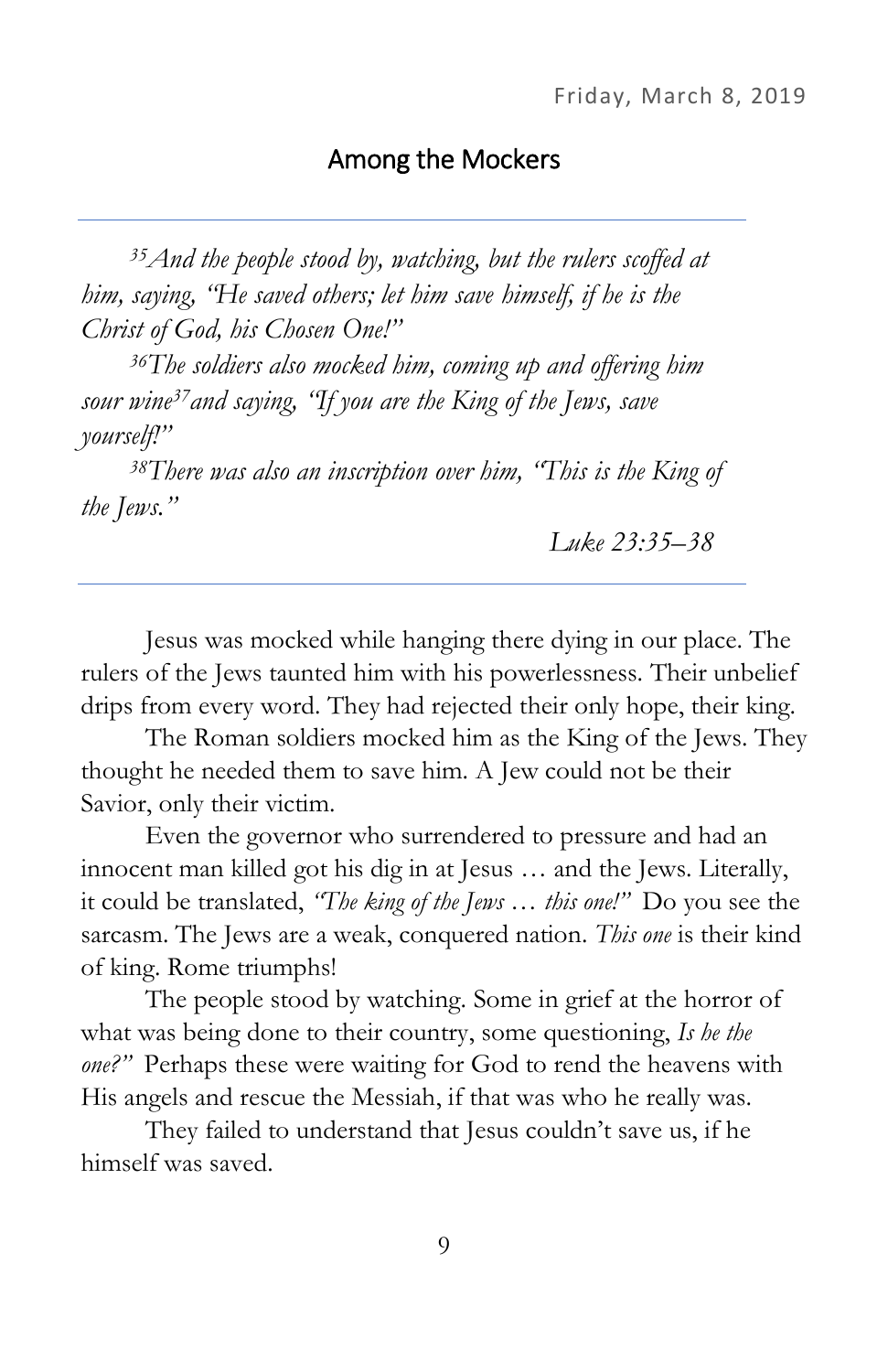Friday, March 8, 2019

## Among the Mockers

---

*[35]And the people stood by, watching, but the rulers scoffed at him, saying, "He saved others; let him save himself, if he is the Christ of God, his Chosen One!"*

*[36]The soldiers also mocked him, coming up and offering him sour wine[37]and saying, "If you are the King of the Jews, save yourself!"*

*[38]There was also an inscription over him, "This is the King of the Jews."*

*Luke 23:35–38*

---

Jesus was mocked while hanging there dying in our place. The rulers of the Jews taunted him with his powerlessness. Their unbelief drips from every word. They had rejected their only hope, their king.

The Roman soldiers mocked him as the King of the Jews. They thought he needed them to save him. A Jew could not be their Savior, only their victim.

Even the governor who surrendered to pressure and had an innocent man killed got his dig in at Jesus … and the Jews. Literally, it could be translated, *"The king of the Jews … this one!"* Do you see the sarcasm. The Jews are a weak, conquered nation. *This one* is their kind of king. Rome triumphs!

The people stood by watching. Some in grief at the horror of what was being done to their country, some questioning, *Is he the one?"* Perhaps these were waiting for God to rend the heavens with His angels and rescue the Messiah, if that was who he really was.

They failed to understand that Jesus couldn't save us, if he himself was saved.